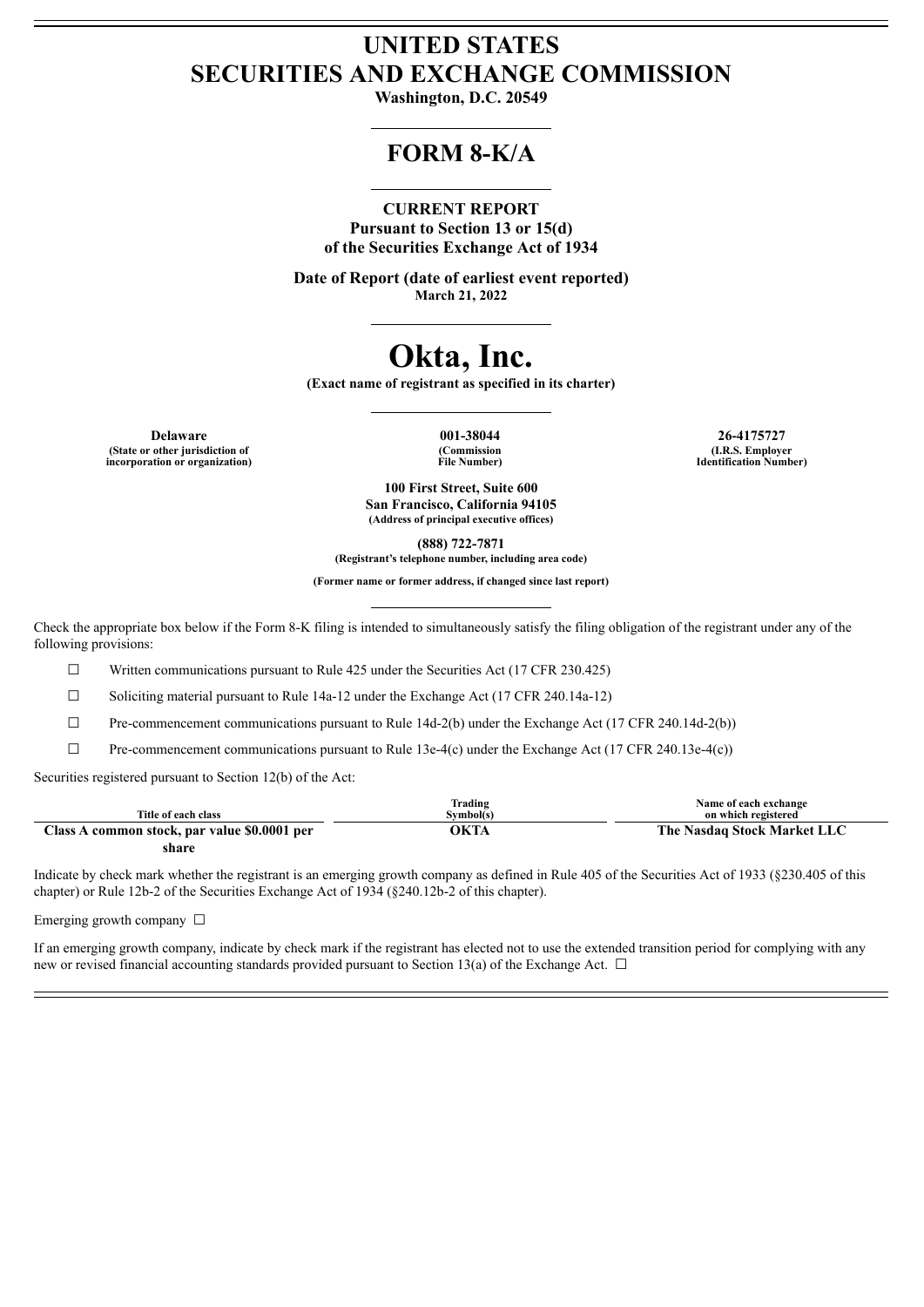# UNITED STATES
# SECURITIES AND EXCHANGE COMMISSION

**Washington, D.C. 20549**

## FORM 8-K/A

**CURRENT REPORT**
**Pursuant to Section 13 or 15(d)**
**of the Securities Exchange Act of 1934**

**Date of Report (date of earliest event reported)**
**March 21, 2022**

# Okta, Inc.

**(Exact name of registrant as specified in its charter)**

| Delaware | 001-38044 | 26-4175727 |
|---|---|---|
| (State or other jurisdiction of incorporation or organization) | (Commission File Number) | (I.R.S. Employer Identification Number) |

**100 First Street, Suite 600**
**San Francisco, California 94105**
**(Address of principal executive offices)**

**(888) 722-7871**
**(Registrant's telephone number, including area code)**

**(Former name or former address, if changed since last report)**

Check the appropriate box below if the Form 8-K filing is intended to simultaneously satisfy the filing obligation of the registrant under any of the following provisions:

☐ Written communications pursuant to Rule 425 under the Securities Act (17 CFR 230.425)

☐ Soliciting material pursuant to Rule 14a-12 under the Exchange Act (17 CFR 240.14a-12)

☐ Pre-commencement communications pursuant to Rule 14d-2(b) under the Exchange Act (17 CFR 240.14d-2(b))

☐ Pre-commencement communications pursuant to Rule 13e-4(c) under the Exchange Act (17 CFR 240.13e-4(c))

Securities registered pursuant to Section 12(b) of the Act:

| Title of each class | Trading Symbol(s) | Name of each exchange on which registered |
|---|---|---|
| **Class A common stock, par value $0.0001 per share** | **OKTA** | **The Nasdaq Stock Market LLC** |

Indicate by check mark whether the registrant is an emerging growth company as defined in Rule 405 of the Securities Act of 1933 (§230.405 of this chapter) or Rule 12b-2 of the Securities Exchange Act of 1934 (§240.12b-2 of this chapter).

Emerging growth company ☐

If an emerging growth company, indicate by check mark if the registrant has elected not to use the extended transition period for complying with any new or revised financial accounting standards provided pursuant to Section 13(a) of the Exchange Act. ☐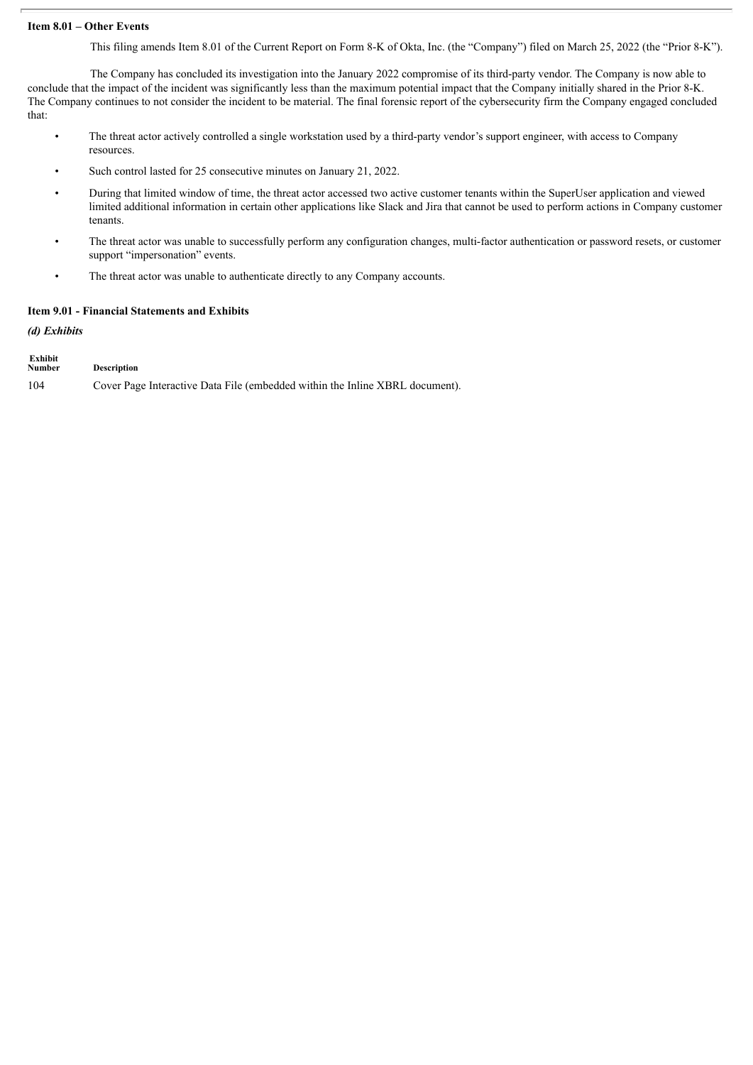**Item 8.01 – Other Events**

This filing amends Item 8.01 of the Current Report on Form 8-K of Okta, Inc. (the "Company") filed on March 25, 2022 (the "Prior 8-K").

The Company has concluded its investigation into the January 2022 compromise of its third-party vendor. The Company is now able to conclude that the impact of the incident was significantly less than the maximum potential impact that the Company initially shared in the Prior 8-K. The Company continues to not consider the incident to be material. The final forensic report of the cybersecurity firm the Company engaged concluded that:

- The threat actor actively controlled a single workstation used by a third-party vendor's support engineer, with access to Company resources.
- Such control lasted for 25 consecutive minutes on January 21, 2022.
- During that limited window of time, the threat actor accessed two active customer tenants within the SuperUser application and viewed limited additional information in certain other applications like Slack and Jira that cannot be used to perform actions in Company customer tenants.
- The threat actor was unable to successfully perform any configuration changes, multi-factor authentication or password resets, or customer support "impersonation" events.
- The threat actor was unable to authenticate directly to any Company accounts.

**Item 9.01 - Financial Statements and Exhibits**

***(d) Exhibits***

| Exhibit Number | Description |
|---|---|
| 104 | Cover Page Interactive Data File (embedded within the Inline XBRL document). |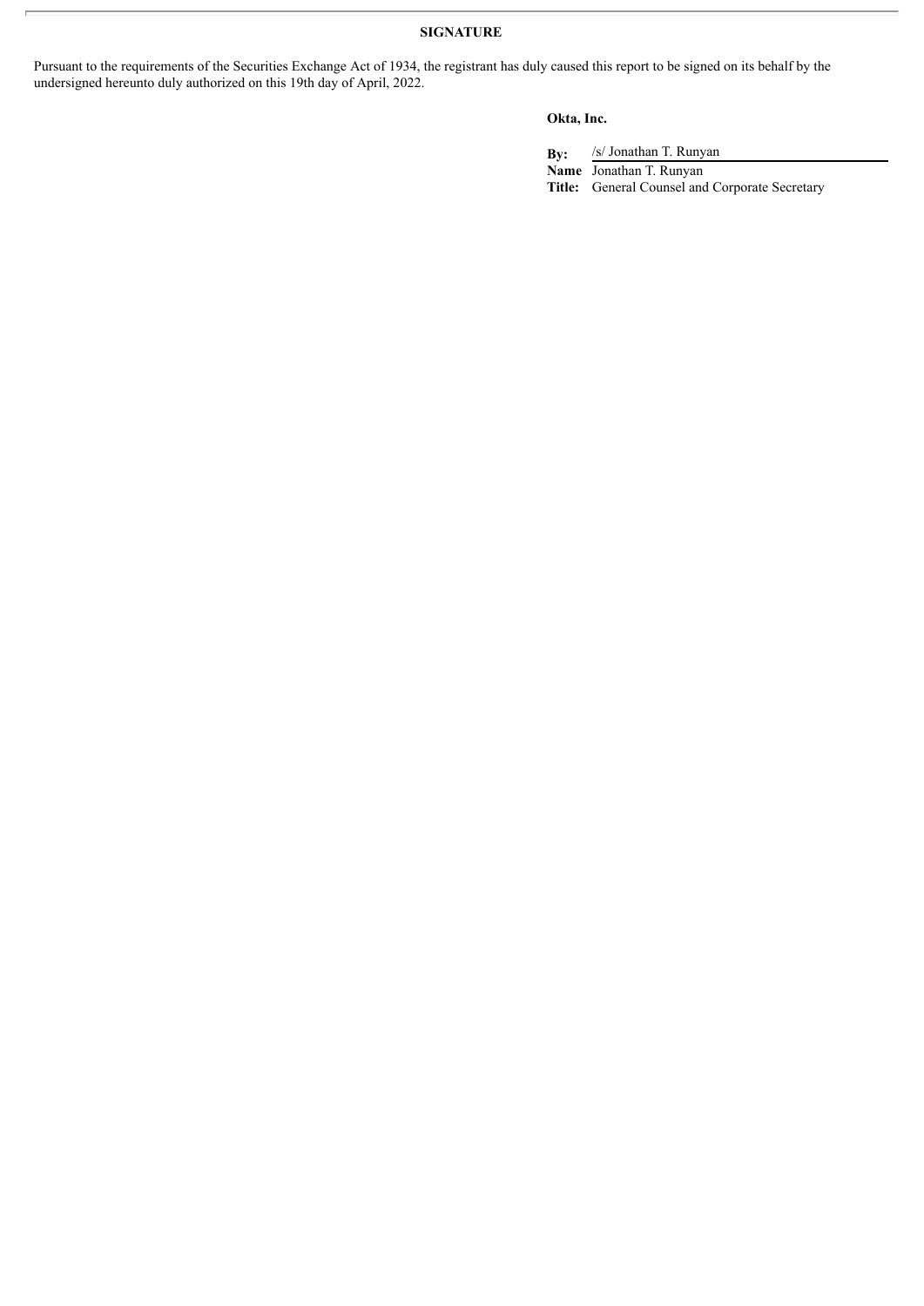**SIGNATURE**

Pursuant to the requirements of the Securities Exchange Act of 1934, the registrant has duly caused this report to be signed on its behalf by the undersigned hereunto duly authorized on this 19th day of April, 2022.

**Okta, Inc.**

| | |
|---|---|
| **By:** | /s/ Jonathan T. Runyan |
| **Name** | Jonathan T. Runyan |
| **Title:** | General Counsel and Corporate Secretary |